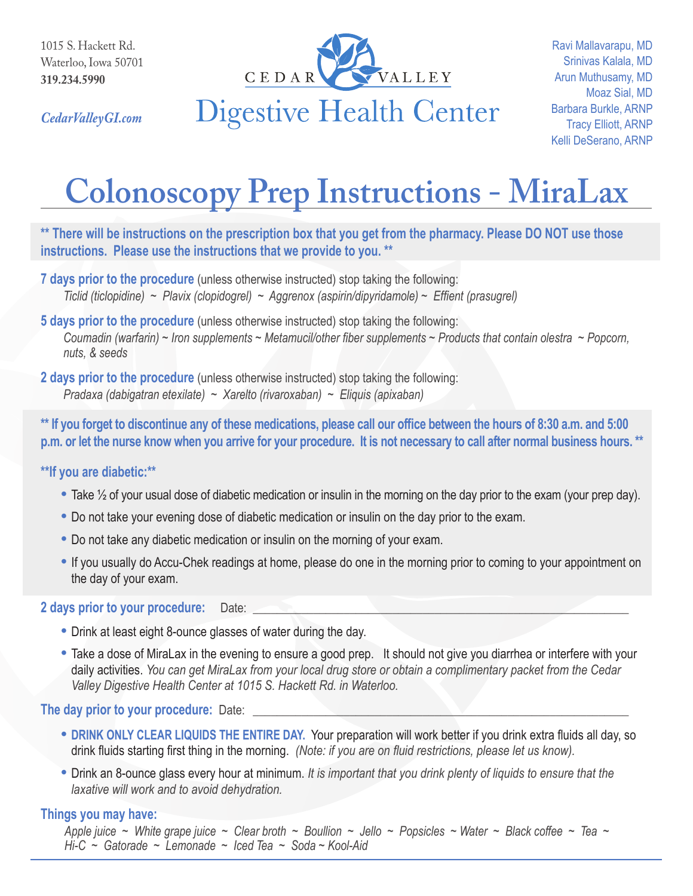1015 S. Hackett Rd.
Waterloo, Iowa 50701
**319.234.5990**

*CedarValleyGI.com*

CEDAR VALLEY
Digestive Health Center

Ravi Mallavarapu, MD
Srinivas Kalala, MD
Arun Muthusamy, MD
Moaz Sial, MD
Barbara Burkle, ARNP
Tracy Elliott, ARNP
Kelli DeSerano, ARNP

# Colonoscopy Prep Instructions - MiraLax

**** There will be instructions on the prescription box that you get from the pharmacy. Please DO NOT use those instructions. Please use the instructions that we provide to you. ****

**7 days prior to the procedure** (unless otherwise instructed) stop taking the following:
*Ticlid (ticlopidine) ~ Plavix (clopidogrel) ~ Aggrenox (aspirin/dipyridamole) ~ Effient (prasugrel)*

**5 days prior to the procedure** (unless otherwise instructed) stop taking the following:
*Coumadin (warfarin) ~ Iron supplements ~ Metamucil/other fiber supplements ~ Products that contain olestra ~ Popcorn, nuts, & seeds*

**2 days prior to the procedure** (unless otherwise instructed) stop taking the following:
*Pradaxa (dabigatran etexilate) ~ Xarelto (rivaroxaban) ~ Eliquis (apixaban)*

**** If you forget to discontinue any of these medications, please call our office between the hours of 8:30 a.m. and 5:00 p.m. or let the nurse know when you arrive for your procedure. It is not necessary to call after normal business hours. ****

****If you are diabetic:****

- Take ½ of your usual dose of diabetic medication or insulin in the morning on the day prior to the exam (your prep day).
- Do not take your evening dose of diabetic medication or insulin on the day prior to the exam.
- Do not take any diabetic medication or insulin on the morning of your exam.
- If you usually do Accu-Chek readings at home, please do one in the morning prior to coming to your appointment on the day of your exam.

**2 days prior to your procedure:** Date: ____________________

- Drink at least eight 8-ounce glasses of water during the day.
- Take a dose of MiraLax in the evening to ensure a good prep. It should not give you diarrhea or interfere with your daily activities. *You can get MiraLax from your local drug store or obtain a complimentary packet from the Cedar Valley Digestive Health Center at 1015 S. Hackett Rd. in Waterloo.*

**The day prior to your procedure:** Date: ____________________

- **DRINK ONLY CLEAR LIQUIDS THE ENTIRE DAY.** Your preparation will work better if you drink extra fluids all day, so drink fluids starting first thing in the morning. *(Note: if you are on fluid restrictions, please let us know).*
- Drink an 8-ounce glass every hour at minimum. *It is important that you drink plenty of liquids to ensure that the laxative will work and to avoid dehydration.*

**Things you may have:**
*Apple juice ~ White grape juice ~ Clear broth ~ Boullion ~ Jello ~ Popsicles ~ Water ~ Black coffee ~ Tea ~ Hi-C ~ Gatorade ~ Lemonade ~ Iced Tea ~ Soda ~ Kool-Aid*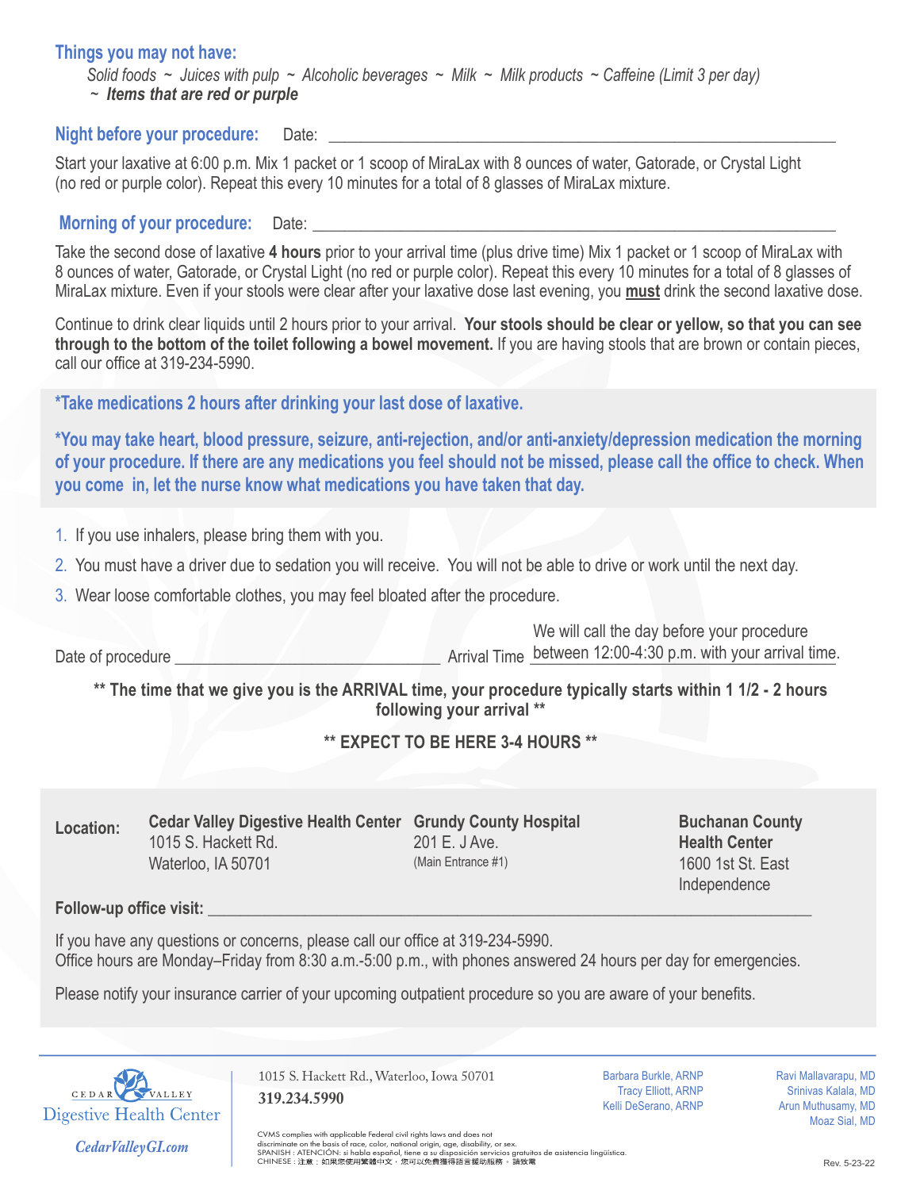### Things you may not have:

*Solid foods ~ Juices with pulp ~ Alcoholic beverages ~ Milk ~ Milk products ~ Caffeine (Limit 3 per day)*
***~ Items that are red or purple***

### Night before your procedure: Date: ______________________________

Start your laxative at 6:00 p.m. Mix 1 packet or 1 scoop of MiraLax with 8 ounces of water, Gatorade, or Crystal Light (no red or purple color). Repeat this every 10 minutes for a total of 8 glasses of MiraLax mixture.

### Morning of your procedure: Date: ______________________________

Take the second dose of laxative **4 hours** prior to your arrival time (plus drive time) Mix 1 packet or 1 scoop of MiraLax with 8 ounces of water, Gatorade, or Crystal Light (no red or purple color). Repeat this every 10 minutes for a total of 8 glasses of MiraLax mixture. Even if your stools were clear after your laxative dose last evening, you **must** drink the second laxative dose.

Continue to drink clear liquids until 2 hours prior to your arrival. **Your stools should be clear or yellow, so that you can see through to the bottom of the toilet following a bowel movement.** If you are having stools that are brown or contain pieces, call our office at 319-234-5990.

**\*Take medications 2 hours after drinking your last dose of laxative.**

**\*You may take heart, blood pressure, seizure, anti-rejection, and/or anti-anxiety/depression medication the morning of your procedure. If there are any medications you feel should not be missed, please call the office to check. When you come in, let the nurse know what medications you have taken that day.**

1. If you use inhalers, please bring them with you.
2. You must have a driver due to sedation you will receive. You will not be able to drive or work until the next day.
3. Wear loose comfortable clothes, you may feel bloated after the procedure.

Date of procedure ______________________________ Arrival Time We will call the day before your procedure between 12:00-4:30 p.m. with your arrival time.

**\*\* The time that we give you is the ARRIVAL time, your procedure typically starts within 1 1/2 - 2 hours following your arrival \*\***

**\*\* EXPECT TO BE HERE 3-4 HOURS \*\***

**Location:**

**Cedar Valley Digestive Health Center**
1015 S. Hackett Rd.
Waterloo, IA 50701

**Grundy County Hospital**
201 E. J Ave.
(Main Entrance #1)

**Buchanan County Health Center**
1600 1st St. East
Independence

**Follow-up office visit:** ______________________________

If you have any questions or concerns, please call our office at 319-234-5990.
Office hours are Monday–Friday from 8:30 a.m.-5:00 p.m., with phones answered 24 hours per day for emergencies.

Please notify your insurance carrier of your upcoming outpatient procedure so you are aware of your benefits.

CEDAR VALLEY Digestive Health Center
*CedarValleyGI.com*

1015 S. Hackett Rd., Waterloo, Iowa 50701
**319.234.5990**

Barbara Burkle, ARNP
Tracy Elliott, ARNP
Kelli DeSerano, ARNP

Ravi Mallavarapu, MD
Srinivas Kalala, MD
Arun Muthusamy, MD
Moaz Sial, MD

CVMS complies with applicable Federal civil rights laws and does not discriminate on the basis of race, color, national origin, age, disability, or sex.
SPANISH : ATENCIÓN: si habla español, tiene a su disposición servicios gratuitos de asistencia lingüística.
CHINESE : 注意：如果您使用繁體中文，您可以免費獲得語言援助服務。請致電

Rev. 5-23-22